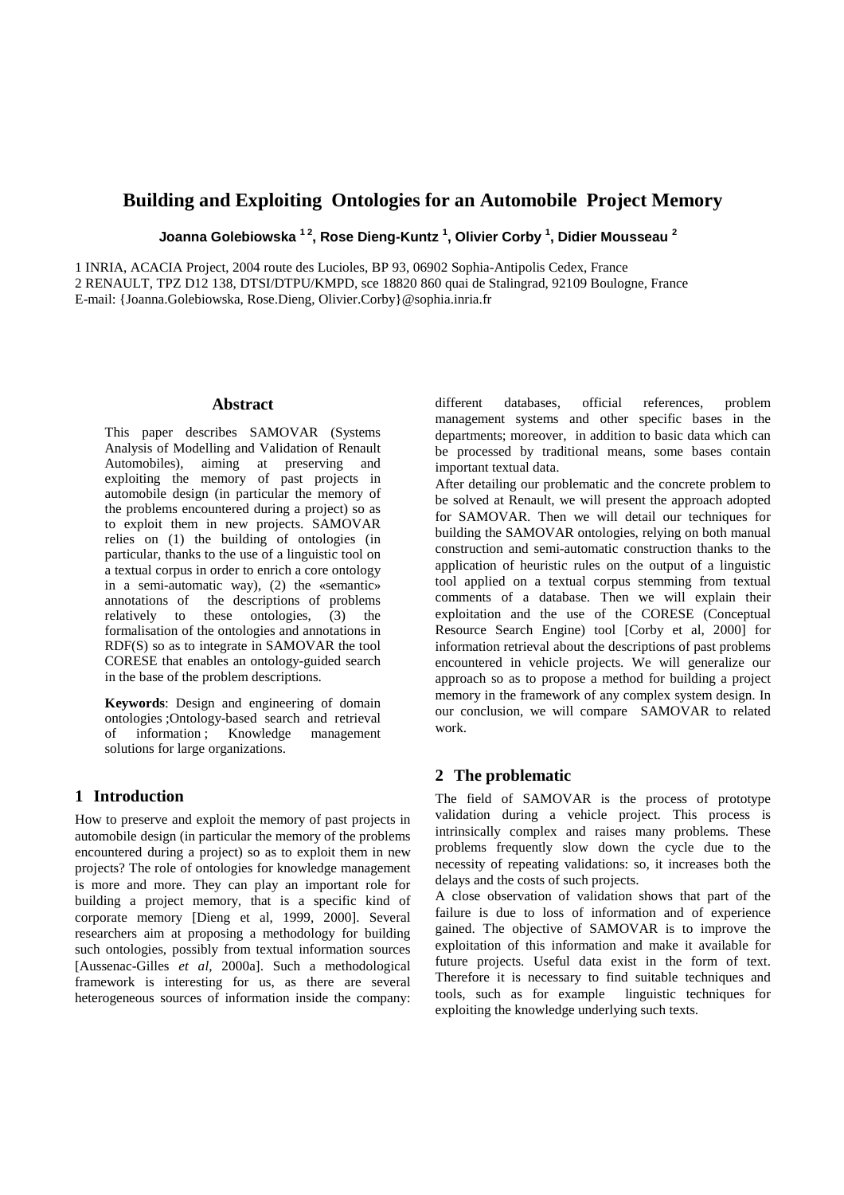# Building and Exploiting Ontologies for an Automobile Project Memory

**Joanna Golebiowska [1 2], Rose Dieng-Kuntz [1], Olivier Corby [1], Didier Mousseau [2]**

1 INRIA, ACACIA Project, 2004 route des Lucioles, BP 93, 06902 Sophia-Antipolis Cedex, France
2 RENAULT, TPZ D12 138, DTSI/DTPU/KMPD, sce 18820 860 quai de Stalingrad, 92109 Boulogne, France
E-mail: {Joanna.Golebiowska, Rose.Dieng, Olivier.Corby}@sophia.inria.fr

## Abstract

This paper describes SAMOVAR (Systems Analysis of Modelling and Validation of Renault Automobiles), aiming at preserving and exploiting the memory of past projects in automobile design (in particular the memory of the problems encountered during a project) so as to exploit them in new projects. SAMOVAR relies on (1) the building of ontologies (in particular, thanks to the use of a linguistic tool on a textual corpus in order to enrich a core ontology in a semi-automatic way), (2) the «semantic» annotations of the descriptions of problems relatively to these ontologies, (3) the formalisation of the ontologies and annotations in RDF(S) so as to integrate in SAMOVAR the tool CORESE that enables an ontology-guided search in the base of the problem descriptions.

**Keywords**: Design and engineering of domain ontologies ;Ontology-based search and retrieval of information ; Knowledge management solutions for large organizations.

## 1 Introduction

How to preserve and exploit the memory of past projects in automobile design (in particular the memory of the problems encountered during a project) so as to exploit them in new projects? The role of ontologies for knowledge management is more and more. They can play an important role for building a project memory, that is a specific kind of corporate memory [Dieng et al, 1999, 2000]. Several researchers aim at proposing a methodology for building such ontologies, possibly from textual information sources [Aussenac-Gilles *et al*, 2000a]. Such a methodological framework is interesting for us, as there are several heterogeneous sources of information inside the company: different databases, official references, problem management systems and other specific bases in the departments; moreover, in addition to basic data which can be processed by traditional means, some bases contain important textual data.

After detailing our problematic and the concrete problem to be solved at Renault, we will present the approach adopted for SAMOVAR. Then we will detail our techniques for building the SAMOVAR ontologies, relying on both manual construction and semi-automatic construction thanks to the application of heuristic rules on the output of a linguistic tool applied on a textual corpus stemming from textual comments of a database. Then we will explain their exploitation and the use of the CORESE (Conceptual Resource Search Engine) tool [Corby et al, 2000] for information retrieval about the descriptions of past problems encountered in vehicle projects. We will generalize our approach so as to propose a method for building a project memory in the framework of any complex system design. In our conclusion, we will compare SAMOVAR to related work.

## 2 The problematic

The field of SAMOVAR is the process of prototype validation during a vehicle project. This process is intrinsically complex and raises many problems. These problems frequently slow down the cycle due to the necessity of repeating validations: so, it increases both the delays and the costs of such projects.

A close observation of validation shows that part of the failure is due to loss of information and of experience gained. The objective of SAMOVAR is to improve the exploitation of this information and make it available for future projects. Useful data exist in the form of text. Therefore it is necessary to find suitable techniques and tools, such as for example linguistic techniques for exploiting the knowledge underlying such texts.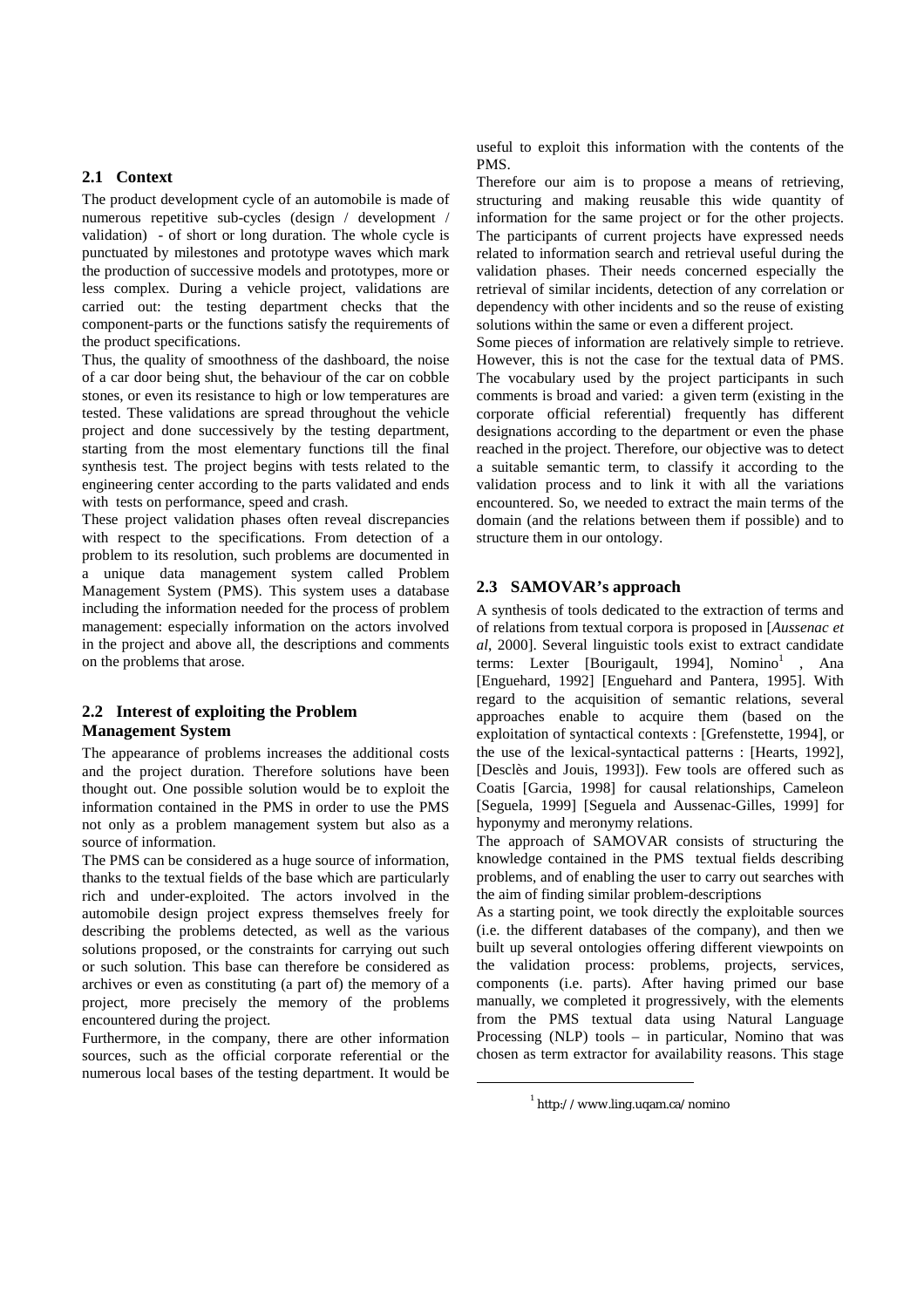## 2.1 Context

The product development cycle of an automobile is made of numerous repetitive sub-cycles (design / development / validation) - of short or long duration. The whole cycle is punctuated by milestones and prototype waves which mark the production of successive models and prototypes, more or less complex. During a vehicle project, validations are carried out: the testing department checks that the component-parts or the functions satisfy the requirements of the product specifications.

Thus, the quality of smoothness of the dashboard, the noise of a car door being shut, the behaviour of the car on cobble stones, or even its resistance to high or low temperatures are tested. These validations are spread throughout the vehicle project and done successively by the testing department, starting from the most elementary functions till the final synthesis test. The project begins with tests related to the engineering center according to the parts validated and ends with tests on performance, speed and crash.

These project validation phases often reveal discrepancies with respect to the specifications. From detection of a problem to its resolution, such problems are documented in a unique data management system called Problem Management System (PMS). This system uses a database including the information needed for the process of problem management: especially information on the actors involved in the project and above all, the descriptions and comments on the problems that arose.

## 2.2 Interest of exploiting the Problem Management System

The appearance of problems increases the additional costs and the project duration. Therefore solutions have been thought out. One possible solution would be to exploit the information contained in the PMS in order to use the PMS not only as a problem management system but also as a source of information.

The PMS can be considered as a huge source of information, thanks to the textual fields of the base which are particularly rich and under-exploited. The actors involved in the automobile design project express themselves freely for describing the problems detected, as well as the various solutions proposed, or the constraints for carrying out such or such solution. This base can therefore be considered as archives or even as constituting (a part of) the memory of a project, more precisely the memory of the problems encountered during the project.

Furthermore, in the company, there are other information sources, such as the official corporate referential or the numerous local bases of the testing department. It would be useful to exploit this information with the contents of the PMS.

Therefore our aim is to propose a means of retrieving, structuring and making reusable this wide quantity of information for the same project or for the other projects. The participants of current projects have expressed needs related to information search and retrieval useful during the validation phases. Their needs concerned especially the retrieval of similar incidents, detection of any correlation or dependency with other incidents and so the reuse of existing solutions within the same or even a different project.

Some pieces of information are relatively simple to retrieve. However, this is not the case for the textual data of PMS. The vocabulary used by the project participants in such comments is broad and varied: a given term (existing in the corporate official referential) frequently has different designations according to the department or even the phase reached in the project. Therefore, our objective was to detect a suitable semantic term, to classify it according to the validation process and to link it with all the variations encountered. So, we needed to extract the main terms of the domain (and the relations between them if possible) and to structure them in our ontology.

## 2.3 SAMOVAR's approach

A synthesis of tools dedicated to the extraction of terms and of relations from textual corpora is proposed in [*Aussenac et al*, 2000]. Several linguistic tools exist to extract candidate terms: Lexter [Bourigault, 1994], Nomino[1] , Ana [Enguehard, 1992] [Enguehard and Pantera, 1995]. With regard to the acquisition of semantic relations, several approaches enable to acquire them (based on the exploitation of syntactical contexts : [Grefenstette, 1994], or the use of the lexical-syntactical patterns : [Hearts, 1992], [Desclès and Jouis, 1993]). Few tools are offered such as Coatis [Garcia, 1998] for causal relationships, Cameleon [Seguela, 1999] [Seguela and Aussenac-Gilles, 1999] for hyponymy and meronymy relations.

The approach of SAMOVAR consists of structuring the knowledge contained in the PMS textual fields describing problems, and of enabling the user to carry out searches with the aim of finding similar problem-descriptions

As a starting point, we took directly the exploitable sources (i.e. the different databases of the company), and then we built up several ontologies offering different viewpoints on the validation process: problems, projects, services, components (i.e. parts). After having primed our base manually, we completed it progressively, with the elements from the PMS textual data using Natural Language Processing (NLP) tools – in particular, Nomino that was chosen as term extractor for availability reasons. This stage

[1] http://www.ling.uqam.ca/nomino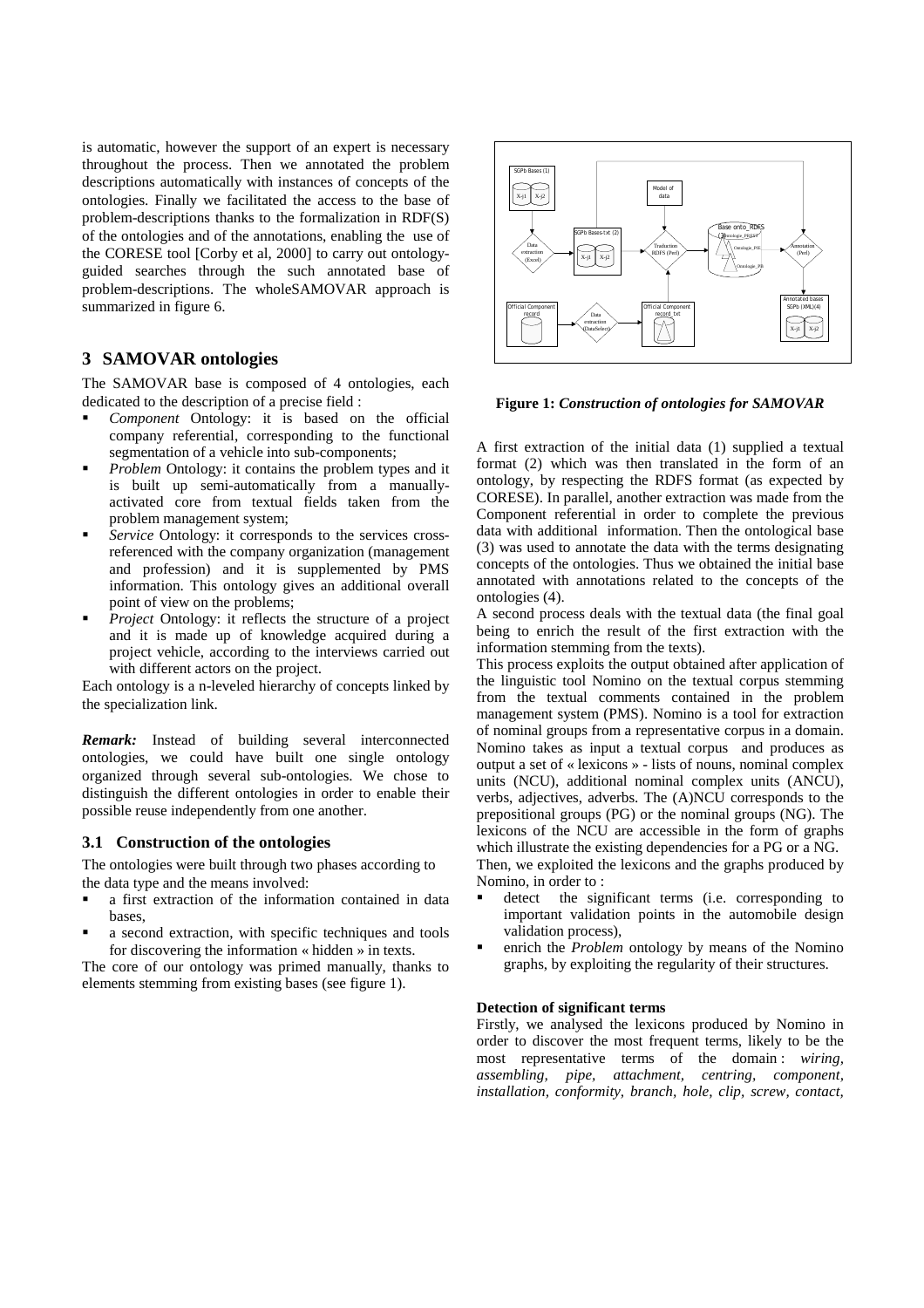is automatic, however the support of an expert is necessary throughout the process. Then we annotated the problem descriptions automatically with instances of concepts of the ontologies. Finally we facilitated the access to the base of problem-descriptions thanks to the formalization in RDF(S) of the ontologies and of the annotations, enabling the use of the CORESE tool [Corby et al, 2000] to carry out ontology-guided searches through the such annotated base of problem-descriptions. The wholeSAMOVAR approach is summarized in figure 6.

## 3 SAMOVAR ontologies

The SAMOVAR base is composed of 4 ontologies, each dedicated to the description of a precise field :

- *Component* Ontology: it is based on the official company referential, corresponding to the functional segmentation of a vehicle into sub-components;
- *Problem* Ontology: it contains the problem types and it is built up semi-automatically from a manually-activated core from textual fields taken from the problem management system;
- *Service* Ontology: it corresponds to the services cross-referenced with the company organization (management and profession) and it is supplemented by PMS information. This ontology gives an additional overall point of view on the problems;
- *Project* Ontology: it reflects the structure of a project and it is made up of knowledge acquired during a project vehicle, according to the interviews carried out with different actors on the project.

Each ontology is a n-leveled hierarchy of concepts linked by the specialization link.

***Remark:*** Instead of building several interconnected ontologies, we could have built one single ontology organized through several sub-ontologies. We chose to distinguish the different ontologies in order to enable their possible reuse independently from one another.

### 3.1 Construction of the ontologies

The ontologies were built through two phases according to the data type and the means involved:

- a first extraction of the information contained in data bases,
- a second extraction, with specific techniques and tools for discovering the information « hidden » in texts.

The core of our ontology was primed manually, thanks to elements stemming from existing bases (see figure 1).

**Figure 1:** ***Construction of ontologies for SAMOVAR***

A first extraction of the initial data (1) supplied a textual format (2) which was then translated in the form of an ontology, by respecting the RDFS format (as expected by CORESE). In parallel, another extraction was made from the Component referential in order to complete the previous data with additional information. Then the ontological base (3) was used to annotate the data with the terms designating concepts of the ontologies. Thus we obtained the initial base annotated with annotations related to the concepts of the ontologies (4).

A second process deals with the textual data (the final goal being to enrich the result of the first extraction with the information stemming from the texts).

This process exploits the output obtained after application of the linguistic tool Nomino on the textual corpus stemming from the textual comments contained in the problem management system (PMS). Nomino is a tool for extraction of nominal groups from a representative corpus in a domain. Nomino takes as input a textual corpus and produces as output a set of « lexicons » - lists of nouns, nominal complex units (NCU), additional nominal complex units (ANCU), verbs, adjectives, adverbs. The (A)NCU corresponds to the prepositional groups (PG) or the nominal groups (NG). The lexicons of the NCU are accessible in the form of graphs which illustrate the existing dependencies for a PG or a NG.

Then, we exploited the lexicons and the graphs produced by Nomino, in order to :

- detect the significant terms (i.e. corresponding to important validation points in the automobile design validation process),
- enrich the *Problem* ontology by means of the Nomino graphs, by exploiting the regularity of their structures.

**Detection of significant terms**

Firstly, we analysed the lexicons produced by Nomino in order to discover the most frequent terms, likely to be the most representative terms of the domain : *wiring, assembling, pipe, attachment, centring, component, installation, conformity, branch, hole, clip, screw, contact,*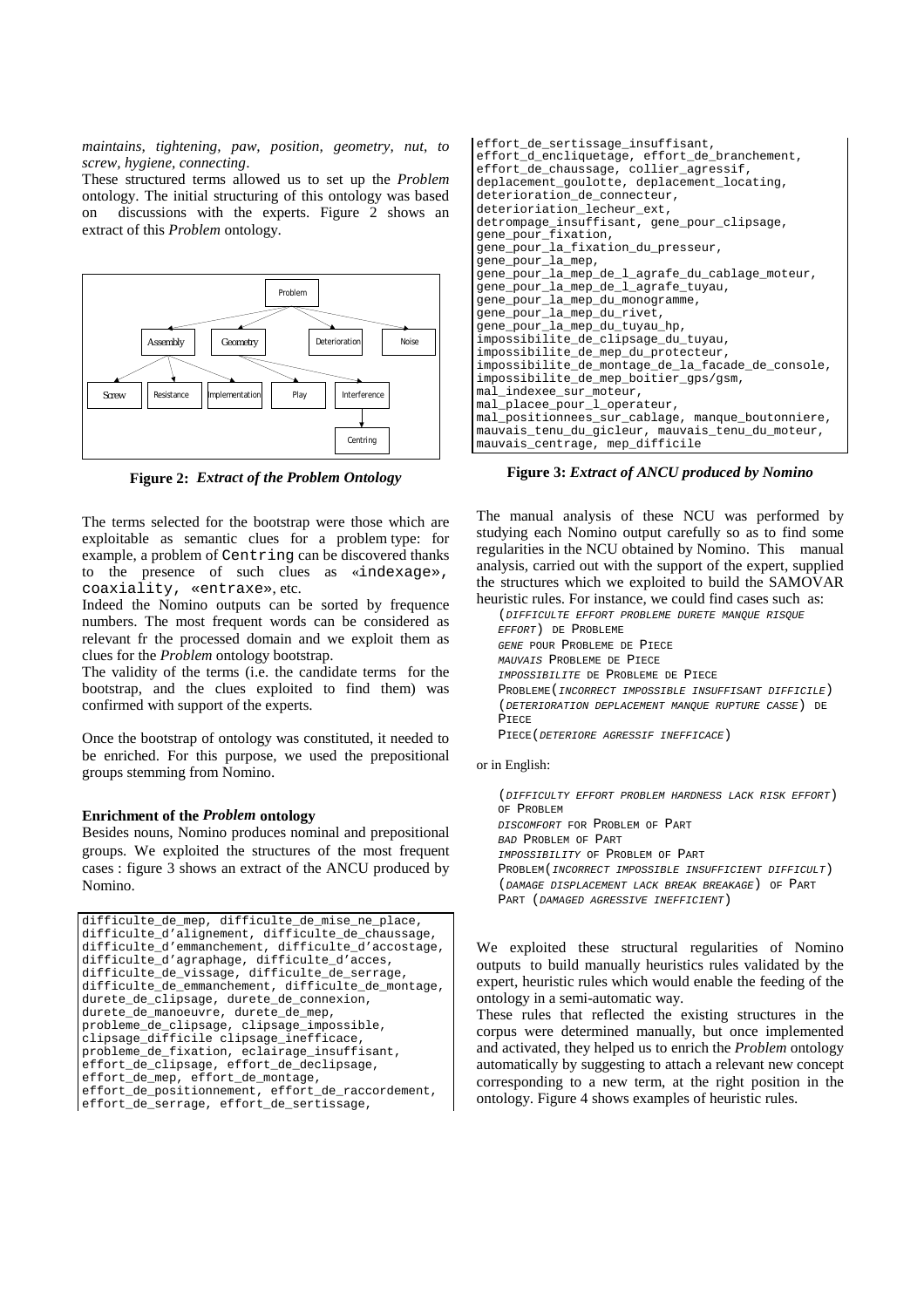*maintains, tightening, paw, position, geometry, nut, to screw, hygiene, connecting*.

These structured terms allowed us to set up the *Problem* ontology. The initial structuring of this ontology was based on discussions with the experts. Figure 2 shows an extract of this *Problem* ontology.

```
                              Problem
        ____________________/   |    \______________________
       /             |                 |                    \
   Assembly      Geometry         Deterioration            Noise

  Screw  Resistance  Implementation  Play  Interference
                                                |
                                            Centring
```

**Figure 2:** ***Extract of the Problem Ontology***

The terms selected for the bootstrap were those which are exploitable as semantic clues for a problem type: for example, a problem of `Centring` can be discovered thanks to the presence of such clues as «`indexage`», `coaxiality`, «`entraxe`», etc.

Indeed the Nomino outputs can be sorted by frequence numbers. The most frequent words can be considered as relevant fr the processed domain and we exploit them as clues for the *Problem* ontology bootstrap.

The validity of the terms (i.e. the candidate terms for the bootstrap, and the clues exploited to find them) was confirmed with support of the experts.

Once the bootstrap of ontology was constituted, it needed to be enriched. For this purpose, we used the prepositional groups stemming from Nomino.

### Enrichment of the *Problem* ontology

Besides nouns, Nomino produces nominal and prepositional groups. We exploited the structures of the most frequent cases : figure 3 shows an extract of the ANCU produced by Nomino.

```
difficulte_de_mep, difficulte_de_mise_ne_place,
difficulte_d'alignement, difficulte_de_chaussage,
difficulte_d'emmanchement, difficulte_d'accostage,
difficulte_d'agraphage, difficulte_d'acces,
difficulte_de_vissage, difficulte_de_serrage,
difficulte_de_emmanchement, difficulte_de_montage,
durete_de_clipsage, durete_de_connexion,
durete_de_manoeuvre, durete_de_mep,
probleme_de_clipsage, clipsage_impossible,
clipsage_difficile clipsage_inefficace,
probleme_de_fixation, eclairage_insuffisant,
effort_de_clipsage, effort_de_declipsage,
effort_de_mep, effort_de_montage,
effort_de_positionnement, effort_de_raccordement,
effort_de_serrage, effort_de_sertissage,
effort_de_sertissage_insuffisant,
effort_d_encliquetage, effort_de_branchement,
effort_de_chaussage, collier_agressif,
deplacement_goulotte, deplacement_locating,
deterioration_de_connecteur,
deterioriation_lecheur_ext,
detrompage_insuffisant, gene_pour_clipsage,
gene_pour_fixation,
gene_pour_la_fixation_du_presseur,
gene_pour_la_mep,
gene_pour_la_mep_de_l_agrafe_du_cablage_moteur,
gene_pour_la_mep_de_l_agrafe_tuyau,
gene_pour_la_mep_du_monogramme,
gene_pour_la_mep_du_rivet,
gene_pour_la_mep_du_tuyau_hp,
impossibilite_de_clipsage_du_tuyau,
impossibilite_de_mep_du_protecteur,
impossibilite_de_montage_de_la_facade_de_console,
impossibilite_de_mep_boitier_gps/gsm,
mal_indexee_sur_moteur,
mal_placee_pour_l_operateur,
mal_positionnees_sur_cablage, manque_boutonniere,
mauvais_tenu_du_gicleur, mauvais_tenu_du_moteur,
mauvais_centrage, mep_difficile
```

**Figure 3:** ***Extract of ANCU produced by Nomino***

The manual analysis of these NCU was performed by studying each Nomino output carefully so as to find some regularities in the NCU obtained by Nomino. This manual analysis, carried out with the support of the expert, supplied the structures which we exploited to build the SAMOVAR heuristic rules. For instance, we could find cases such as:

(*DIFFICULTE EFFORT PROBLEME DURETE MANQUE RISQUE EFFORT*) DE PROBLEME
*GENE* POUR PROBLEME DE PIECE
*MAUVAIS* PROBLEME DE PIECE
*IMPOSSIBILITE* DE PROBLEME DE PIECE
PROBLEME(*INCORRECT IMPOSSIBLE INSUFFISANT DIFFICILE*)
(*DETERIORATION DEPLACEMENT MANQUE RUPTURE CASSE*) DE PIECE
PIECE(*DETERIORE AGRESSIF INEFFICACE*)

or in English:

(*DIFFICULTY EFFORT PROBLEM HARDNESS LACK RISK EFFORT*) OF PROBLEM
*DISCOMFORT* FOR PROBLEM OF PART
*BAD* PROBLEM OF PART
*IMPOSSIBILITY* OF PROBLEM OF PART
PROBLEM(*INCORRECT IMPOSSIBLE INSUFFICIENT DIFFICULT*)
(*DAMAGE DISPLACEMENT LACK BREAK BREAKAGE*) OF PART
PART (*DAMAGED AGRESSIVE INEFFICIENT*)

We exploited these structural regularities of Nomino outputs to build manually heuristics rules validated by the expert, heuristic rules which would enable the feeding of the ontology in a semi-automatic way.

These rules that reflected the existing structures in the corpus were determined manually, but once implemented and activated, they helped us to enrich the *Problem* ontology automatically by suggesting to attach a relevant new concept corresponding to a new term, at the right position in the ontology. Figure 4 shows examples of heuristic rules.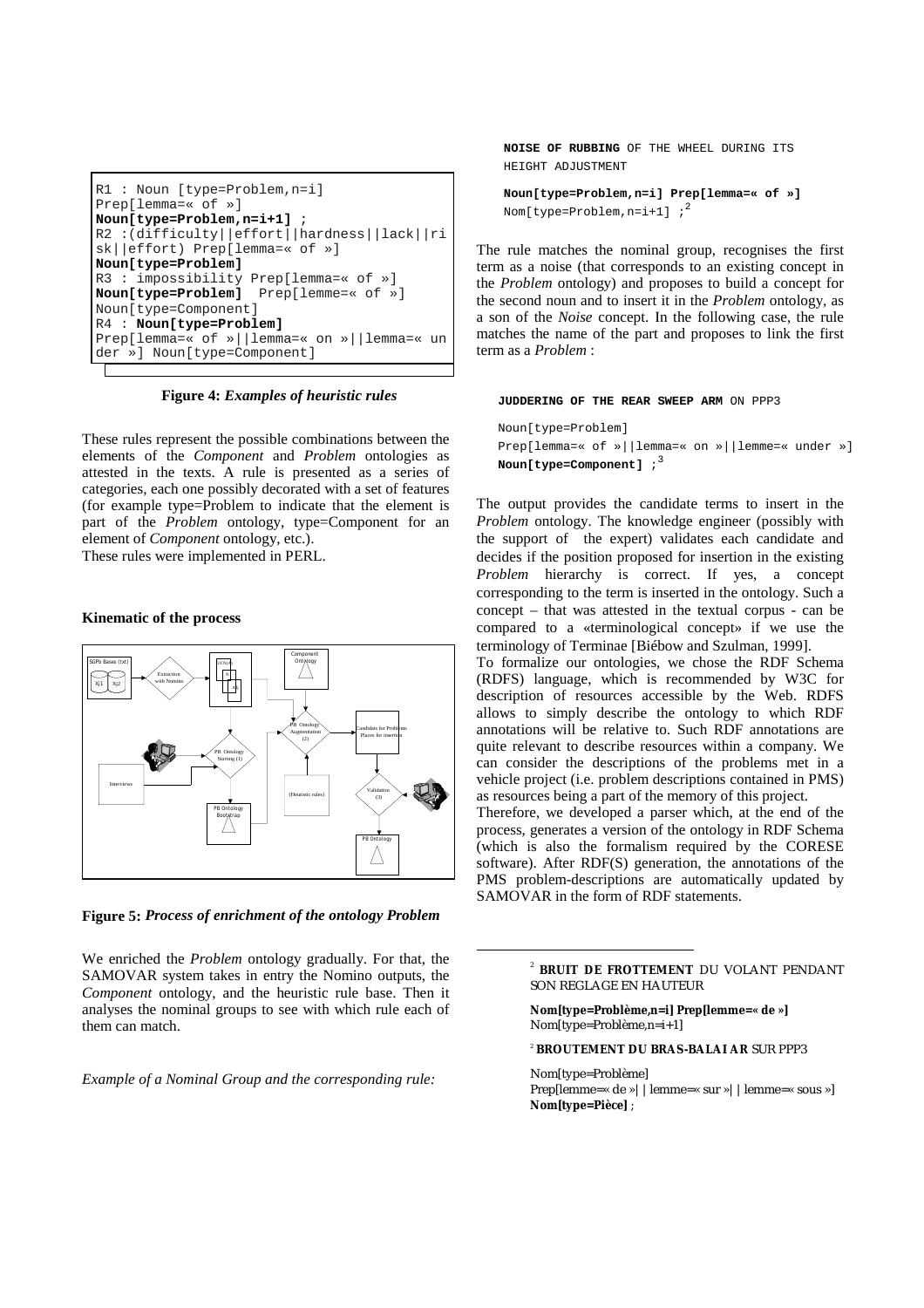```
R1 : Noun [type=Problem,n=i]
Prep[lemma=« of »]
Noun[type=Problem,n=i+1] ;
R2 :(difficulty||effort||hardness||lack||risk||effort) Prep[lemma=« of »]
Noun[type=Problem]
R3 : impossibility Prep[lemma=« of »]
Noun[type=Problem]  Prep[lemme=« of »]
Noun[type=Component]
R4 : Noun[type=Problem]
Prep[lemma=« of »||lemma=« on »||lemma=« under »] Noun[type=Component]
```

**Figure 4:** ***Examples of heuristic rules***

These rules represent the possible combinations between the elements of the *Component* and *Problem* ontologies as attested in the texts. A rule is presented as a series of categories, each one possibly decorated with a set of features (for example type=Problem to indicate that the element is part of the *Problem* ontology, type=Component for an element of *Component* ontology, etc.).
These rules were implemented in PERL.

#### Kinematic of the process

**Figure 5:** ***Process of enrichment of the ontology Problem***

We enriched the *Problem* ontology gradually. For that, the SAMOVAR system takes in entry the Nomino outputs, the *Component* ontology, and the heuristic rule base. Then it analyses the nominal groups to see with which rule each of them can match.

*Example of a Nominal Group and the corresponding rule:*

**NOISE OF RUBBING** OF THE WHEEL DURING ITS HEIGHT ADJUSTMENT

**Noun[type=Problem,n=i] Prep[lemma=« of »]** Nom[type=Problem,n=i+1] ;[2]

The rule matches the nominal group, recognises the first term as a noise (that corresponds to an existing concept in the *Problem* ontology) and proposes to build a concept for the second noun and to insert it in the *Problem* ontology, as a son of the *Noise* concept. In the following case, the rule matches the name of the part and proposes to link the first term as a *Problem* :

**JUDDERING OF THE REAR SWEEP ARM** ON PPP3

Noun[type=Problem]
Prep[lemma=« of »||lemma=« on »||lemme=« under »] **Noun[type=Component]** ;[3]

The output provides the candidate terms to insert in the *Problem* ontology. The knowledge engineer (possibly with the support of the expert) validates each candidate and decides if the position proposed for insertion in the existing *Problem* hierarchy is correct. If yes, a concept corresponding to the term is inserted in the ontology. Such a concept – that was attested in the textual corpus - can be compared to a «terminological concept» if we use the terminology of Terminae [Biébow and Szulman, 1999].
To formalize our ontologies, we chose the RDF Schema (RDFS) language, which is recommended by W3C for description of resources accessible by the Web. RDFS allows to simply describe the ontology to which RDF annotations will be relative to. Such RDF annotations are quite relevant to describe resources within a company. We can consider the descriptions of the problems met in a vehicle project (i.e. problem descriptions contained in PMS) as resources being a part of the memory of this project.
Therefore, we developed a parser which, at the end of the process, generates a version of the ontology in RDF Schema (which is also the formalism required by the CORESE software). After RDF(S) generation, the annotations of the PMS problem-descriptions are automatically updated by SAMOVAR in the form of RDF statements.

---

[2] **BRUIT DE FROTTEMENT** DU VOLANT PENDANT SON REGLAGE EN HAUTEUR

**Nom[type=Problème,n=i] Prep[lemme=« de »]** Nom[type=Problème,n=i+1]

[3] **BROUTEMENT DU BRAS-BALAI AR** SUR PPP3

Nom[type=Problème]
Prep[lemme=« de »| | lemme=« sur »| | lemme=« sous »] **Nom[type=Pièce]** ;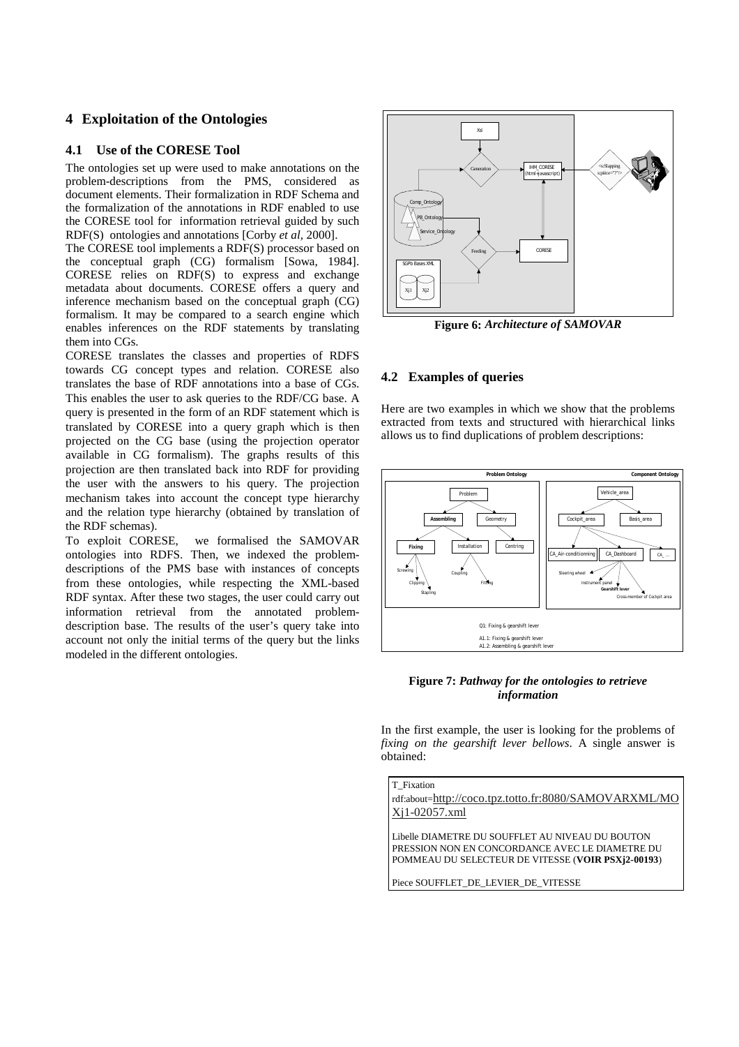## 4 Exploitation of the Ontologies

### 4.1 Use of the CORESE Tool

The ontologies set up were used to make annotations on the problem-descriptions from the PMS, considered as document elements. Their formalization in RDF Schema and the formalization of the annotations in RDF enabled to use the CORESE tool for information retrieval guided by such RDF(S) ontologies and annotations [Corby *et al*, 2000].

The CORESE tool implements a RDF(S) processor based on the conceptual graph (CG) formalism [Sowa, 1984]. CORESE relies on RDF(S) to express and exchange metadata about documents. CORESE offers a query and inference mechanism based on the conceptual graph (CG) formalism. It may be compared to a search engine which enables inferences on the RDF statements by translating them into CGs.

CORESE translates the classes and properties of RDFS towards CG concept types and relation. CORESE also translates the base of RDF annotations into a base of CGs. This enables the user to ask queries to the RDF/CG base. A query is presented in the form of an RDF statement which is translated by CORESE into a query graph which is then projected on the CG base (using the projection operator available in CG formalism). The graphs results of this projection are then translated back into RDF for providing the user with the answers to his query. The projection mechanism takes into account the concept type hierarchy and the relation type hierarchy (obtained by translation of the RDF schemas).

To exploit CORESE, we formalised the SAMOVAR ontologies into RDFS. Then, we indexed the problem-descriptions of the PMS base with instances of concepts from these ontologies, while respecting the XML-based RDF syntax. After these two stages, the user could carry out information retrieval from the annotated problem-description base. The results of the user's query take into account not only the initial terms of the query but the links modeled in the different ontologies.

**Figure 6:** ***Architecture of SAMOVAR***

### 4.2 Examples of queries

Here are two examples in which we show that the problems extracted from texts and structured with hierarchical links allows us to find duplications of problem descriptions:

**Figure 7:** ***Pathway for the ontologies to retrieve information***

In the first example, the user is looking for the problems of *fixing on the gearshift lever bellows*. A single answer is obtained:

T_Fixation
rdf:about=http://coco.tpz.totto.fr:8080/SAMOVARXML/MOXj1-02057.xml

Libelle DIAMETRE DU SOUFFLET AU NIVEAU DU BOUTON PRESSION NON EN CONCORDANCE AVEC LE DIAMETRE DU POMMEAU DU SELECTEUR DE VITESSE (**VOIR PSXj2-00193**)

Piece SOUFFLET_DE_LEVIER_DE_VITESSE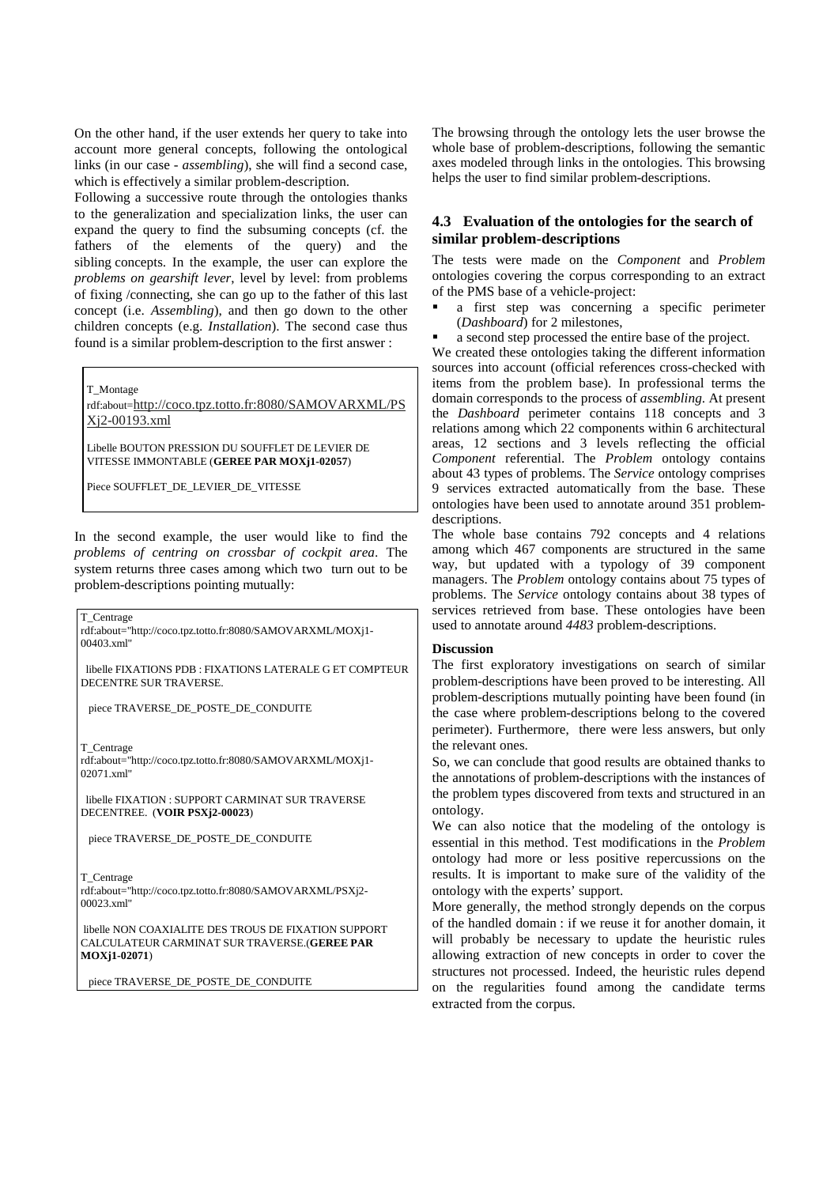On the other hand, if the user extends her query to take into account more general concepts, following the ontological links (in our case - *assembling*), she will find a second case, which is effectively a similar problem-description.

Following a successive route through the ontologies thanks to the generalization and specialization links, the user can expand the query to find the subsuming concepts (cf. the fathers of the elements of the query) and the sibling concepts. In the example, the user can explore the *problems on gearshift lever*, level by level: from problems of fixing /connecting, she can go up to the father of this last concept (i.e. *Assembling*), and then go down to the other children concepts (e.g. *Installation*). The second case thus found is a similar problem-description to the first answer :

```
T_Montage
rdf:about=http://coco.tpz.totto.fr:8080/SAMOVARXML/PSXj2-00193.xml

Libelle BOUTON PRESSION DU SOUFFLET DE LEVIER DE VITESSE IMMONTABLE (GEREE PAR MOXj1-02057)

Piece SOUFFLET_DE_LEVIER_DE_VITESSE
```

In the second example, the user would like to find the *problems of centring on crossbar of cockpit area*. The system returns three cases among which two turn out to be problem-descriptions pointing mutually:

```
T_Centrage
rdf:about="http://coco.tpz.totto.fr:8080/SAMOVARXML/MOXj1-00403.xml"

 libelle FIXATIONS PDB : FIXATIONS LATERALE G ET COMPTEUR DECENTRE SUR TRAVERSE.

  piece TRAVERSE_DE_POSTE_DE_CONDUITE


T_Centrage
rdf:about="http://coco.tpz.totto.fr:8080/SAMOVARXML/MOXj1-02071.xml"

 libelle FIXATION : SUPPORT CARMINAT SUR TRAVERSE DECENTREE. (VOIR PSXj2-00023)

  piece TRAVERSE_DE_POSTE_DE_CONDUITE


T_Centrage
rdf:about="http://coco.tpz.totto.fr:8080/SAMOVARXML/PSXj2-00023.xml"

 libelle NON COAXIALITE DES TROUS DE FIXATION SUPPORT CALCULATEUR CARMINAT SUR TRAVERSE.(GEREE PAR MOXj1-02071)

  piece TRAVERSE_DE_POSTE_DE_CONDUITE
```

The browsing through the ontology lets the user browse the whole base of problem-descriptions, following the semantic axes modeled through links in the ontologies. This browsing helps the user to find similar problem-descriptions.

### 4.3 Evaluation of the ontologies for the search of similar problem-descriptions

The tests were made on the *Component* and *Problem* ontologies covering the corpus corresponding to an extract of the PMS base of a vehicle-project:

- a first step was concerning a specific perimeter (*Dashboard*) for 2 milestones,
- a second step processed the entire base of the project.

We created these ontologies taking the different information sources into account (official references cross-checked with items from the problem base). In professional terms the domain corresponds to the process of *assembling*. At present the *Dashboard* perimeter contains 118 concepts and 3 relations among which 22 components within 6 architectural areas, 12 sections and 3 levels reflecting the official *Component* referential. The *Problem* ontology contains about 43 types of problems. The *Service* ontology comprises 9 services extracted automatically from the base. These ontologies have been used to annotate around 351 problem-descriptions.

The whole base contains 792 concepts and 4 relations among which 467 components are structured in the same way, but updated with a typology of 39 component managers. The *Problem* ontology contains about 75 types of problems. The *Service* ontology contains about 38 types of services retrieved from base. These ontologies have been used to annotate around *4483* problem-descriptions.

**Discussion**

The first exploratory investigations on search of similar problem-descriptions have been proved to be interesting. All problem-descriptions mutually pointing have been found (in the case where problem-descriptions belong to the covered perimeter). Furthermore, there were less answers, but only the relevant ones.

So, we can conclude that good results are obtained thanks to the annotations of problem-descriptions with the instances of the problem types discovered from texts and structured in an ontology.

We can also notice that the modeling of the ontology is essential in this method. Test modifications in the *Problem* ontology had more or less positive repercussions on the results. It is important to make sure of the validity of the ontology with the experts' support.

More generally, the method strongly depends on the corpus of the handled domain : if we reuse it for another domain, it will probably be necessary to update the heuristic rules allowing extraction of new concepts in order to cover the structures not processed. Indeed, the heuristic rules depend on the regularities found among the candidate terms extracted from the corpus.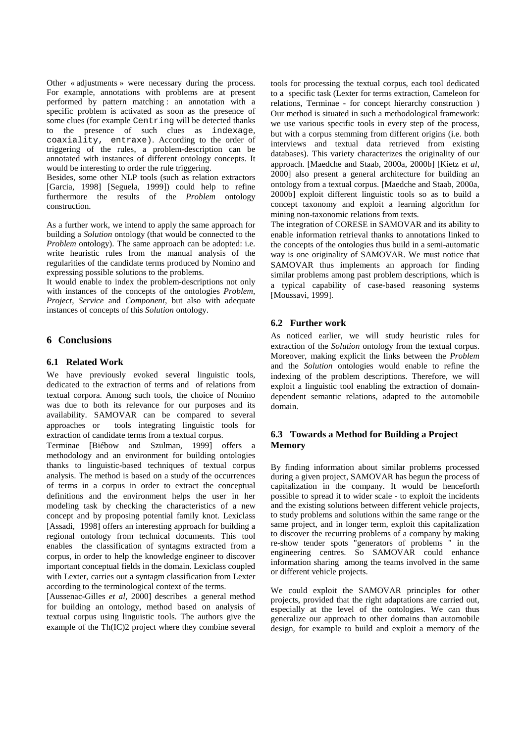Other « adjustments » were necessary during the process. For example, annotations with problems are at present performed by pattern matching : an annotation with a specific problem is activated as soon as the presence of some clues (for example `Centring` will be detected thanks to the presence of such clues as `indexage`, `coaxiality, entraxe`). According to the order of triggering of the rules, a problem-description can be annotated with instances of different ontology concepts. It would be interesting to order the rule triggering.

Besides, some other NLP tools (such as relation extractors [Garcia, 1998] [Seguela, 1999]) could help to refine furthermore the results of the *Problem* ontology construction.

As a further work, we intend to apply the same approach for building a *Solution* ontology (that would be connected to the *Problem* ontology). The same approach can be adopted: i.e. write heuristic rules from the manual analysis of the regularities of the candidate terms produced by Nomino and expressing possible solutions to the problems.

It would enable to index the problem-descriptions not only with instances of the concepts of the ontologies *Problem*, *Project*, *Service* and *Component*, but also with adequate instances of concepts of this *Solution* ontology.

# 6 Conclusions

## 6.1 Related Work

We have previously evoked several linguistic tools, dedicated to the extraction of terms and of relations from textual corpora. Among such tools, the choice of Nomino was due to both its relevance for our purposes and its availability. SAMOVAR can be compared to several approaches or tools integrating linguistic tools for extraction of candidate terms from a textual corpus.

Terminae [Biébow and Szulman, 1999] offers a methodology and an environment for building ontologies thanks to linguistic-based techniques of textual corpus analysis. The method is based on a study of the occurrences of terms in a corpus in order to extract the conceptual definitions and the environment helps the user in her modeling task by checking the characteristics of a new concept and by proposing potential family knot. Lexiclass [Assadi, 1998] offers an interesting approach for building a regional ontology from technical documents. This tool enables the classification of syntagms extracted from a corpus, in order to help the knowledge engineer to discover important conceptual fields in the domain. Lexiclass coupled with Lexter, carries out a syntagm classification from Lexter according to the terminological context of the terms.

[Aussenac-Gilles *et al*, 2000] describes a general method for building an ontology, method based on analysis of textual corpus using linguistic tools. The authors give the example of the Th(IC)2 project where they combine several tools for processing the textual corpus, each tool dedicated to a specific task (Lexter for terms extraction, Cameleon for relations, Terminae - for concept hierarchy construction ) Our method is situated in such a methodological framework: we use various specific tools in every step of the process, but with a corpus stemming from different origins (i.e. both interviews and textual data retrieved from existing databases). This variety characterizes the originality of our approach. [Maedche and Staab, 2000a, 2000b] [Kietz *et al*, 2000] also present a general architecture for building an ontology from a textual corpus. [Maedche and Staab, 2000a, 2000b] exploit different linguistic tools so as to build a concept taxonomy and exploit a learning algorithm for mining non-taxonomic relations from texts.

The integration of CORESE in SAMOVAR and its ability to enable information retrieval thanks to annotations linked to the concepts of the ontologies thus build in a semi-automatic way is one originality of SAMOVAR. We must notice that SAMOVAR thus implements an approach for finding similar problems among past problem descriptions, which is a typical capability of case-based reasoning systems [Moussavi, 1999].

## 6.2 Further work

As noticed earlier, we will study heuristic rules for extraction of the *Solution* ontology from the textual corpus. Moreover, making explicit the links between the *Problem* and the *Solution* ontologies would enable to refine the indexing of the problem descriptions. Therefore, we will exploit a linguistic tool enabling the extraction of domain-dependent semantic relations, adapted to the automobile domain.

## 6.3 Towards a Method for Building a Project Memory

By finding information about similar problems processed during a given project, SAMOVAR has begun the process of capitalization in the company. It would be henceforth possible to spread it to wider scale - to exploit the incidents and the existing solutions between different vehicle projects, to study problems and solutions within the same range or the same project, and in longer term, exploit this capitalization to discover the recurring problems of a company by making re-show tender spots "generators of problems " in the engineering centres. So SAMOVAR could enhance information sharing among the teams involved in the same or different vehicle projects.

We could exploit the SAMOVAR principles for other projects, provided that the right adaptations are carried out, especially at the level of the ontologies. We can thus generalize our approach to other domains than automobile design, for example to build and exploit a memory of the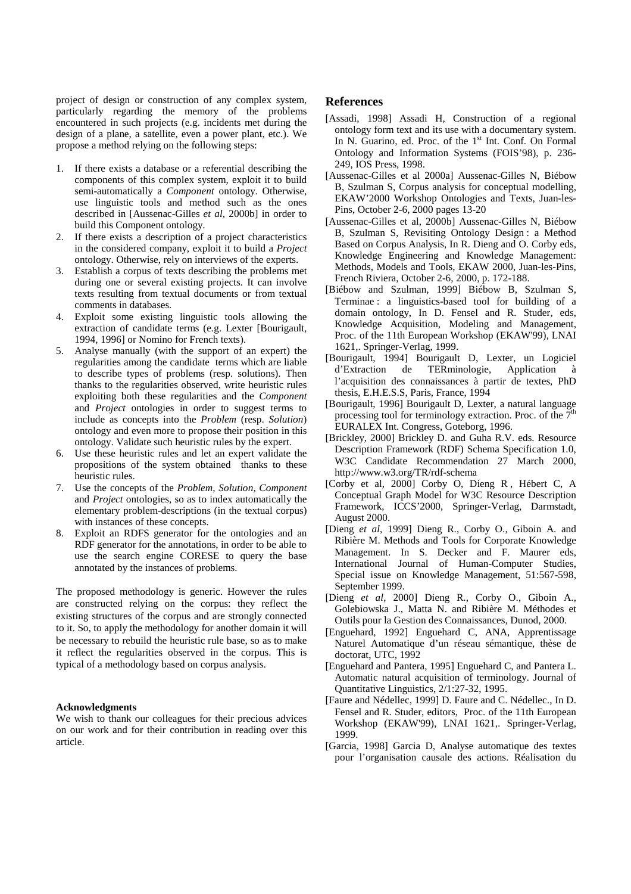project of design or construction of any complex system, particularly regarding the memory of the problems encountered in such projects (e.g. incidents met during the design of a plane, a satellite, even a power plant, etc.). We propose a method relying on the following steps:

1. If there exists a database or a referential describing the components of this complex system, exploit it to build semi-automatically a *Component* ontology. Otherwise, use linguistic tools and method such as the ones described in [Aussenac-Gilles *et al*, 2000b] in order to build this Component ontology.
2. If there exists a description of a project characteristics in the considered company, exploit it to build a *Project* ontology. Otherwise, rely on interviews of the experts.
3. Establish a corpus of texts describing the problems met during one or several existing projects. It can involve texts resulting from textual documents or from textual comments in databases.
4. Exploit some existing linguistic tools allowing the extraction of candidate terms (e.g. Lexter [Bourigault, 1994, 1996] or Nomino for French texts).
5. Analyse manually (with the support of an expert) the regularities among the candidate terms which are liable to describe types of problems (resp. solutions). Then thanks to the regularities observed, write heuristic rules exploiting both these regularities and the *Component* and *Project* ontologies in order to suggest terms to include as concepts into the *Problem* (resp. *Solution*) ontology and even more to propose their position in this ontology. Validate such heuristic rules by the expert.
6. Use these heuristic rules and let an expert validate the propositions of the system obtained thanks to these heuristic rules.
7. Use the concepts of the *Problem, Solution, Component* and *Project* ontologies, so as to index automatically the elementary problem-descriptions (in the textual corpus) with instances of these concepts.
8. Exploit an RDFS generator for the ontologies and an RDF generator for the annotations, in order to be able to use the search engine CORESE to query the base annotated by the instances of problems.

The proposed methodology is generic. However the rules are constructed relying on the corpus: they reflect the existing structures of the corpus and are strongly connected to it. So, to apply the methodology for another domain it will be necessary to rebuild the heuristic rule base, so as to make it reflect the regularities observed in the corpus. This is typical of a methodology based on corpus analysis.

**Acknowledgments**

We wish to thank our colleagues for their precious advices on our work and for their contribution in reading over this article.

## References

[Assadi, 1998] Assadi H, Construction of a regional ontology form text and its use with a documentary system. In N. Guarino, ed. Proc. of the 1st Int. Conf. On Formal Ontology and Information Systems (FOIS'98), p. 236-249, IOS Press, 1998.

[Aussenac-Gilles et al 2000a] Aussenac-Gilles N, Biébow B, Szulman S, Corpus analysis for conceptual modelling, EKAW'2000 Workshop Ontologies and Texts, Juan-les-Pins, October 2-6, 2000 pages 13-20

[Aussenac-Gilles et al, 2000b] Aussenac-Gilles N, Biébow B, Szulman S, Revisiting Ontology Design : a Method Based on Corpus Analysis, In R. Dieng and O. Corby eds, Knowledge Engineering and Knowledge Management: Methods, Models and Tools, EKAW 2000, Juan-les-Pins, French Riviera, October 2-6, 2000, p. 172-188.

[Biébow and Szulman, 1999] Biébow B, Szulman S, Terminae : a linguistics-based tool for building of a domain ontology, In D. Fensel and R. Studer, eds, Knowledge Acquisition, Modeling and Management, Proc. of the 11th European Workshop (EKAW'99), LNAI 1621,. Springer-Verlag, 1999.

[Bourigault, 1994] Bourigault D, Lexter, un Logiciel d'Extraction de TERminologie, Application à l'acquisition des connaissances à partir de textes, PhD thesis, E.H.E.S.S, Paris, France, 1994

[Bourigault, 1996] Bourigault D, Lexter, a natural language processing tool for terminology extraction. Proc. of the 7th EURALEX Int. Congress, Goteborg, 1996.

[Brickley, 2000] Brickley D. and Guha R.V. eds. Resource Description Framework (RDF) Schema Specification 1.0, W3C Candidate Recommendation 27 March 2000, http://www.w3.org/TR/rdf-schema

[Corby et al, 2000] Corby O, Dieng R , Hébert C, A Conceptual Graph Model for W3C Resource Description Framework, ICCS'2000, Springer-Verlag, Darmstadt, August 2000.

[Dieng *et al*, 1999] Dieng R., Corby O., Giboin A. and Ribière M. Methods and Tools for Corporate Knowledge Management. In S. Decker and F. Maurer eds, International Journal of Human-Computer Studies, Special issue on Knowledge Management, 51:567-598, September 1999.

[Dieng *et al*, 2000] Dieng R., Corby O., Giboin A., Golebiowska J., Matta N. and Ribière M. Méthodes et Outils pour la Gestion des Connaissances, Dunod, 2000.

[Enguehard, 1992] Enguehard C, ANA, Apprentissage Naturel Automatique d'un réseau sémantique, thèse de doctorat, UTC, 1992

[Enguehard and Pantera, 1995] Enguehard C, and Pantera L. Automatic natural acquisition of terminology. Journal of Quantitative Linguistics, 2/1:27-32, 1995.

[Faure and Nédellec, 1999] D. Faure and C. Nédellec., In D. Fensel and R. Studer, editors, Proc. of the 11th European Workshop (EKAW'99), LNAI 1621,. Springer-Verlag, 1999.

[Garcia, 1998] Garcia D, Analyse automatique des textes pour l'organisation causale des actions. Réalisation du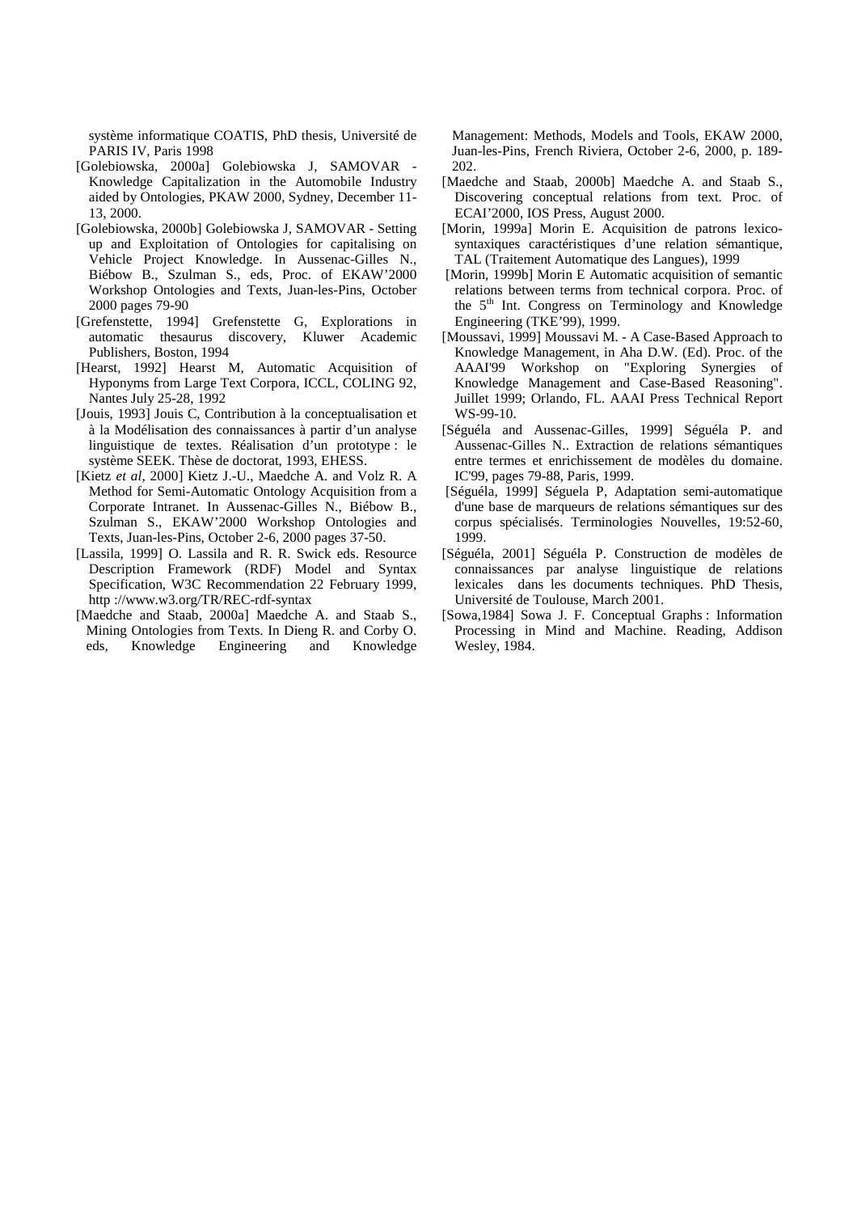système informatique COATIS, PhD thesis, Université de PARIS IV, Paris 1998

[Golebiowska, 2000a] Golebiowska J, SAMOVAR - Knowledge Capitalization in the Automobile Industry aided by Ontologies, PKAW 2000, Sydney, December 11-13, 2000.

[Golebiowska, 2000b] Golebiowska J, SAMOVAR - Setting up and Exploitation of Ontologies for capitalising on Vehicle Project Knowledge. In Aussenac-Gilles N., Biébow B., Szulman S., eds, Proc. of EKAW'2000 Workshop Ontologies and Texts, Juan-les-Pins, October 2000 pages 79-90

[Grefenstette, 1994] Grefenstette G, Explorations in automatic thesaurus discovery, Kluwer Academic Publishers, Boston, 1994

[Hearst, 1992] Hearst M, Automatic Acquisition of Hyponyms from Large Text Corpora, ICCL, COLING 92, Nantes July 25-28, 1992

[Jouis, 1993] Jouis C, Contribution à la conceptualisation et à la Modélisation des connaissances à partir d'un analyse linguistique de textes. Réalisation d'un prototype : le système SEEK. Thèse de doctorat, 1993, EHESS.

[Kietz *et al*, 2000] Kietz J.-U., Maedche A. and Volz R. A Method for Semi-Automatic Ontology Acquisition from a Corporate Intranet. In Aussenac-Gilles N., Biébow B., Szulman S., EKAW'2000 Workshop Ontologies and Texts, Juan-les-Pins, October 2-6, 2000 pages 37-50.

[Lassila, 1999] O. Lassila and R. R. Swick eds. Resource Description Framework (RDF) Model and Syntax Specification, W3C Recommendation 22 February 1999, http ://www.w3.org/TR/REC-rdf-syntax

[Maedche and Staab, 2000a] Maedche A. and Staab S., Mining Ontologies from Texts. In Dieng R. and Corby O. eds, Knowledge Engineering and Knowledge Management: Methods, Models and Tools, EKAW 2000, Juan-les-Pins, French Riviera, October 2-6, 2000, p. 189-202.

[Maedche and Staab, 2000b] Maedche A. and Staab S., Discovering conceptual relations from text. Proc. of ECAI'2000, IOS Press, August 2000.

[Morin, 1999a] Morin E. Acquisition de patrons lexico-syntaxiques caractéristiques d'une relation sémantique, TAL (Traitement Automatique des Langues), 1999

[Morin, 1999b] Morin E Automatic acquisition of semantic relations between terms from technical corpora. Proc. of the 5th Int. Congress on Terminology and Knowledge Engineering (TKE'99), 1999.

[Moussavi, 1999] Moussavi M. - A Case-Based Approach to Knowledge Management, in Aha D.W. (Ed). Proc. of the AAAI'99 Workshop on "Exploring Synergies of Knowledge Management and Case-Based Reasoning". Juillet 1999; Orlando, FL. AAAI Press Technical Report WS-99-10.

[Séguéla and Aussenac-Gilles, 1999] Séguéla P. and Aussenac-Gilles N.. Extraction de relations sémantiques entre termes et enrichissement de modèles du domaine. IC'99, pages 79-88, Paris, 1999.

[Séguéla, 1999] Séguela P, Adaptation semi-automatique d'une base de marqueurs de relations sémantiques sur des corpus spécialisés. Terminologies Nouvelles, 19:52-60, 1999.

[Séguéla, 2001] Séguéla P. Construction de modèles de connaissances par analyse linguistique de relations lexicales dans les documents techniques. PhD Thesis, Université de Toulouse, March 2001.

[Sowa,1984] Sowa J. F. Conceptual Graphs : Information Processing in Mind and Machine. Reading, Addison Wesley, 1984.